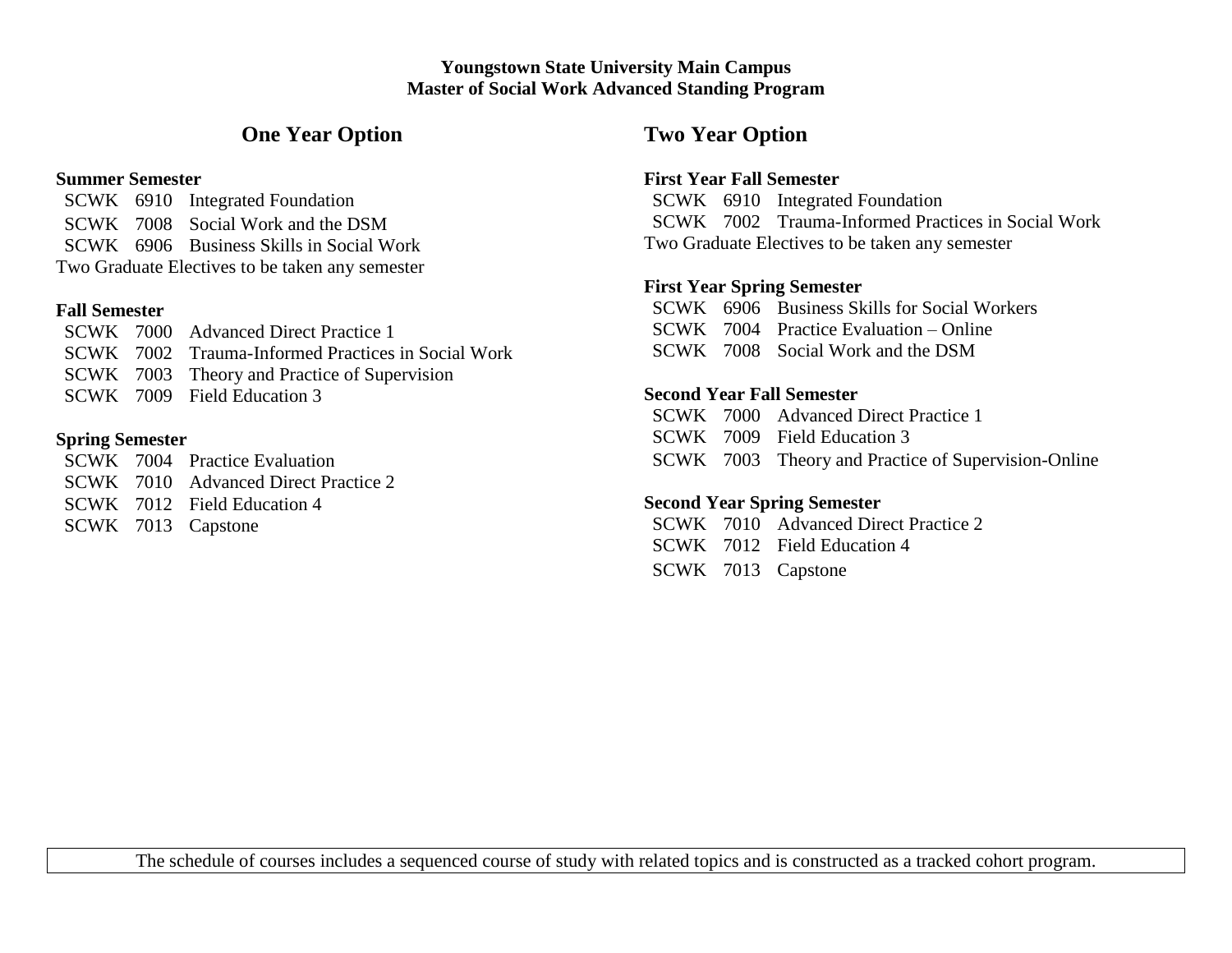**Youngstown State University Main Campus**
**Master of Social Work Advanced Standing Program**

## One Year Option

**Summer Semester**

SCWK 6910 Integrated Foundation
SCWK 7008 Social Work and the DSM
SCWK 6906 Business Skills in Social Work
Two Graduate Electives to be taken any semester

**Fall Semester**

SCWK 7000 Advanced Direct Practice 1
SCWK 7002 Trauma-Informed Practices in Social Work
SCWK 7003 Theory and Practice of Supervision
SCWK 7009 Field Education 3

**Spring Semester**

SCWK 7004 Practice Evaluation
SCWK 7010 Advanced Direct Practice 2
SCWK 7012 Field Education 4
SCWK 7013 Capstone

## Two Year Option

**First Year Fall Semester**

SCWK 6910 Integrated Foundation
SCWK 7002 Trauma-Informed Practices in Social Work
Two Graduate Electives to be taken any semester

**First Year Spring Semester**

SCWK 6906 Business Skills for Social Workers
SCWK 7004 Practice Evaluation – Online
SCWK 7008 Social Work and the DSM

**Second Year Fall Semester**

SCWK 7000 Advanced Direct Practice 1
SCWK 7009 Field Education 3
SCWK 7003 Theory and Practice of Supervision-Online

**Second Year Spring Semester**

SCWK 7010 Advanced Direct Practice 2
SCWK 7012 Field Education 4
SCWK 7013 Capstone

The schedule of courses includes a sequenced course of study with related topics and is constructed as a tracked cohort program.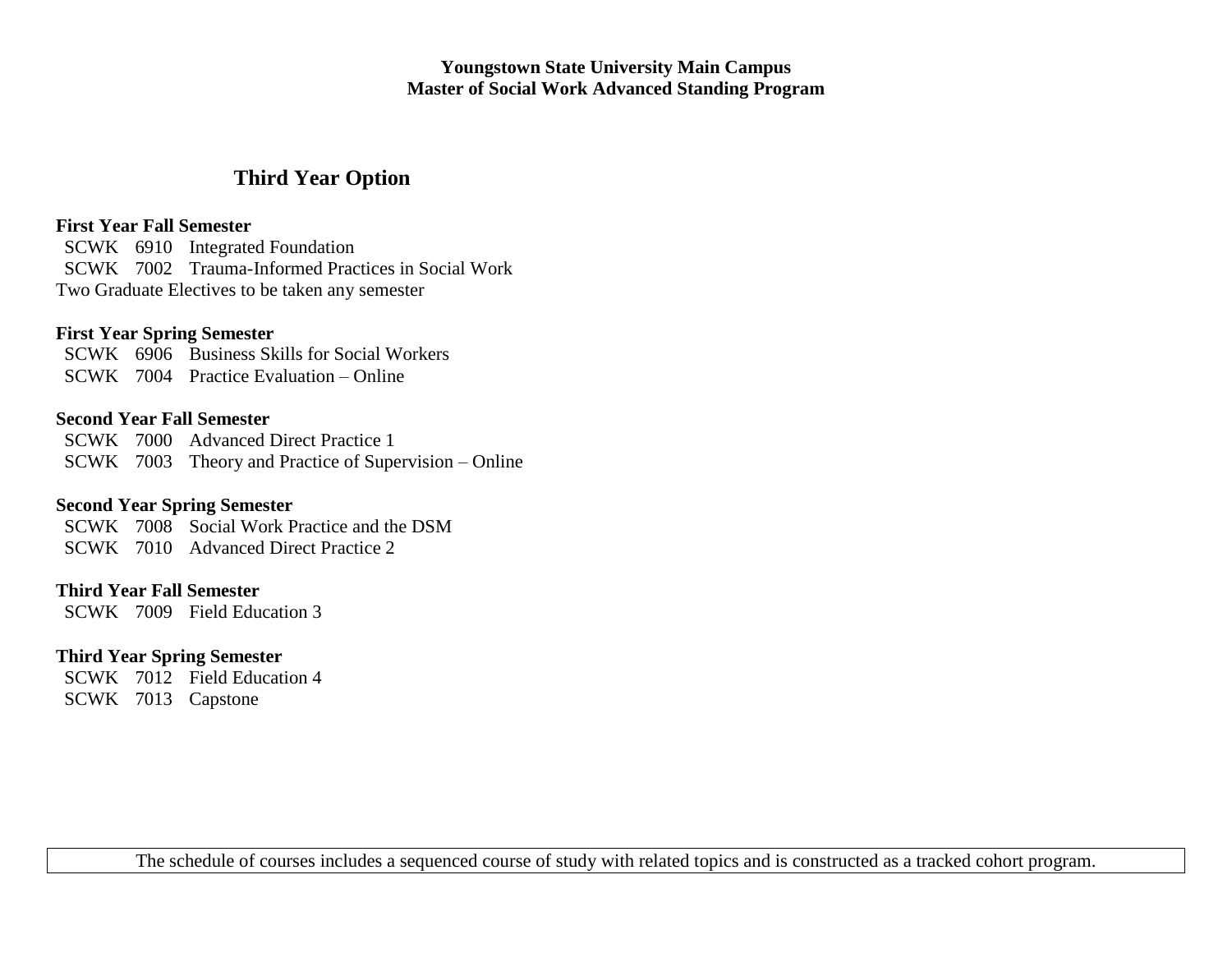**Youngstown State University Main Campus**
**Master of Social Work Advanced Standing Program**

## Third Year Option

**First Year Fall Semester**
SCWK 6910 Integrated Foundation
SCWK 7002 Trauma-Informed Practices in Social Work
Two Graduate Electives to be taken any semester

**First Year Spring Semester**
SCWK 6906 Business Skills for Social Workers
SCWK 7004 Practice Evaluation – Online

**Second Year Fall Semester**
SCWK 7000 Advanced Direct Practice 1
SCWK 7003 Theory and Practice of Supervision – Online

**Second Year Spring Semester**
SCWK 7008 Social Work Practice and the DSM
SCWK 7010 Advanced Direct Practice 2

**Third Year Fall Semester**
SCWK 7009 Field Education 3

**Third Year Spring Semester**
SCWK 7012 Field Education 4
SCWK 7013 Capstone

The schedule of courses includes a sequenced course of study with related topics and is constructed as a tracked cohort program.